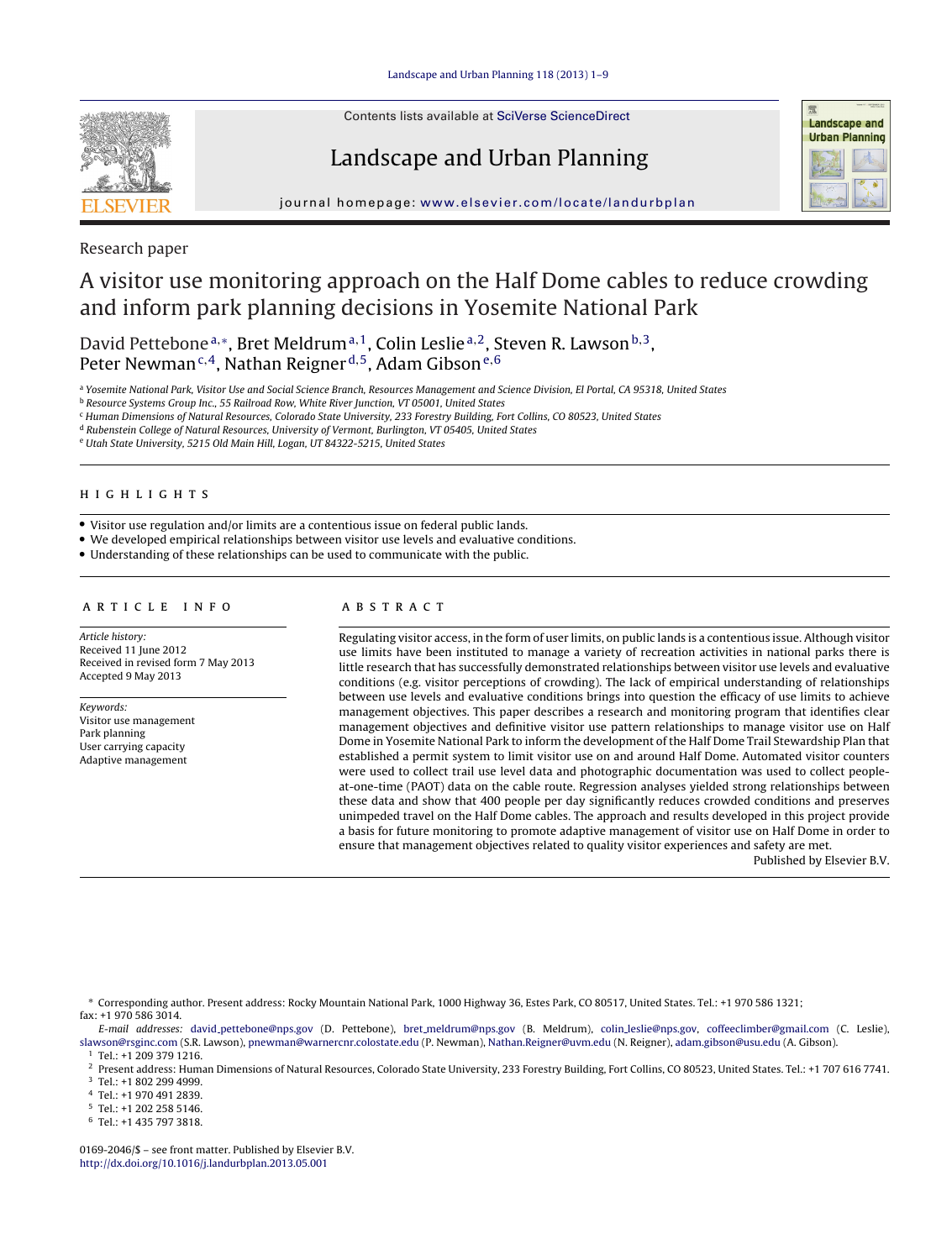Research paper

# A visitor use monitoring approach on the Half Dome cables to reduce crowding and inform park planning decisions in Yosemite National Park

David Pettebone[a,*], Bret Meldrum[a,1], Colin Leslie[a,2], Steven R. Lawson[b,3], Peter Newman[c,4], Nathan Reigner[d,5], Adam Gibson[e,6]

[a] *Yosemite National Park, Visitor Use and Social Science Branch, Resources Management and Science Division, El Portal, CA 95318, United States*
[b] *Resource Systems Group Inc., 55 Railroad Row, White River Junction, VT 05001, United States*
[c] *Human Dimensions of Natural Resources, Colorado State University, 233 Forestry Building, Fort Collins, CO 80523, United States*
[d] *Rubenstein College of Natural Resources, University of Vermont, Burlington, VT 05405, United States*
[e] *Utah State University, 5215 Old Main Hill, Logan, UT 84322-5215, United States*

## HIGHLIGHTS

- Visitor use regulation and/or limits are a contentious issue on federal public lands.
- We developed empirical relationships between visitor use levels and evaluative conditions.
- Understanding of these relationships can be used to communicate with the public.

## ARTICLE INFO

*Article history:*
Received 11 June 2012
Received in revised form 7 May 2013
Accepted 9 May 2013

*Keywords:*
Visitor use management
Park planning
User carrying capacity
Adaptive management

## ABSTRACT

Regulating visitor access, in the form of user limits, on public lands is a contentious issue. Although visitor use limits have been instituted to manage a variety of recreation activities in national parks there is little research that has successfully demonstrated relationships between visitor use levels and evaluative conditions (e.g. visitor perceptions of crowding). The lack of empirical understanding of relationships between use levels and evaluative conditions brings into question the efficacy of use limits to achieve management objectives. This paper describes a research and monitoring program that identifies clear management objectives and definitive visitor use pattern relationships to manage visitor use on Half Dome in Yosemite National Park to inform the development of the Half Dome Trail Stewardship Plan that established a permit system to limit visitor use on and around Half Dome. Automated visitor counters were used to collect trail use level data and photographic documentation was used to collect people-at-one-time (PAOT) data on the cable route. Regression analyses yielded strong relationships between these data and show that 400 people per day significantly reduces crowded conditions and preserves unimpeded travel on the Half Dome cables. The approach and results developed in this project provide a basis for future monitoring to promote adaptive management of visitor use on Half Dome in order to ensure that management objectives related to quality visitor experiences and safety are met.

Published by Elsevier B.V.

---

\* Corresponding author. Present address: Rocky Mountain National Park, 1000 Highway 36, Estes Park, CO 80517, United States. Tel.: +1 970 586 1321; fax: +1 970 586 3014.

*E-mail addresses:* david_pettebone@nps.gov (D. Pettebone), bret_meldrum@nps.gov (B. Meldrum), colin_leslie@nps.gov, coffeeclimber@gmail.com (C. Leslie), slawson@rsginc.com (S.R. Lawson), pnewman@warnercnr.colostate.edu (P. Newman), Nathan.Reigner@uvm.edu (N. Reigner), adam.gibson@usu.edu (A. Gibson).

[1] Tel.: +1 209 379 1216.
[2] Present address: Human Dimensions of Natural Resources, Colorado State University, 233 Forestry Building, Fort Collins, CO 80523, United States. Tel.: +1 707 616 7741.
[3] Tel.: +1 802 299 4999.
[4] Tel.: +1 970 491 2839.
[5] Tel.: +1 202 258 5146.
[6] Tel.: +1 435 797 3818.

0169-2046/$ – see front matter. Published by Elsevier B.V.
http://dx.doi.org/10.1016/j.landurbplan.2013.05.001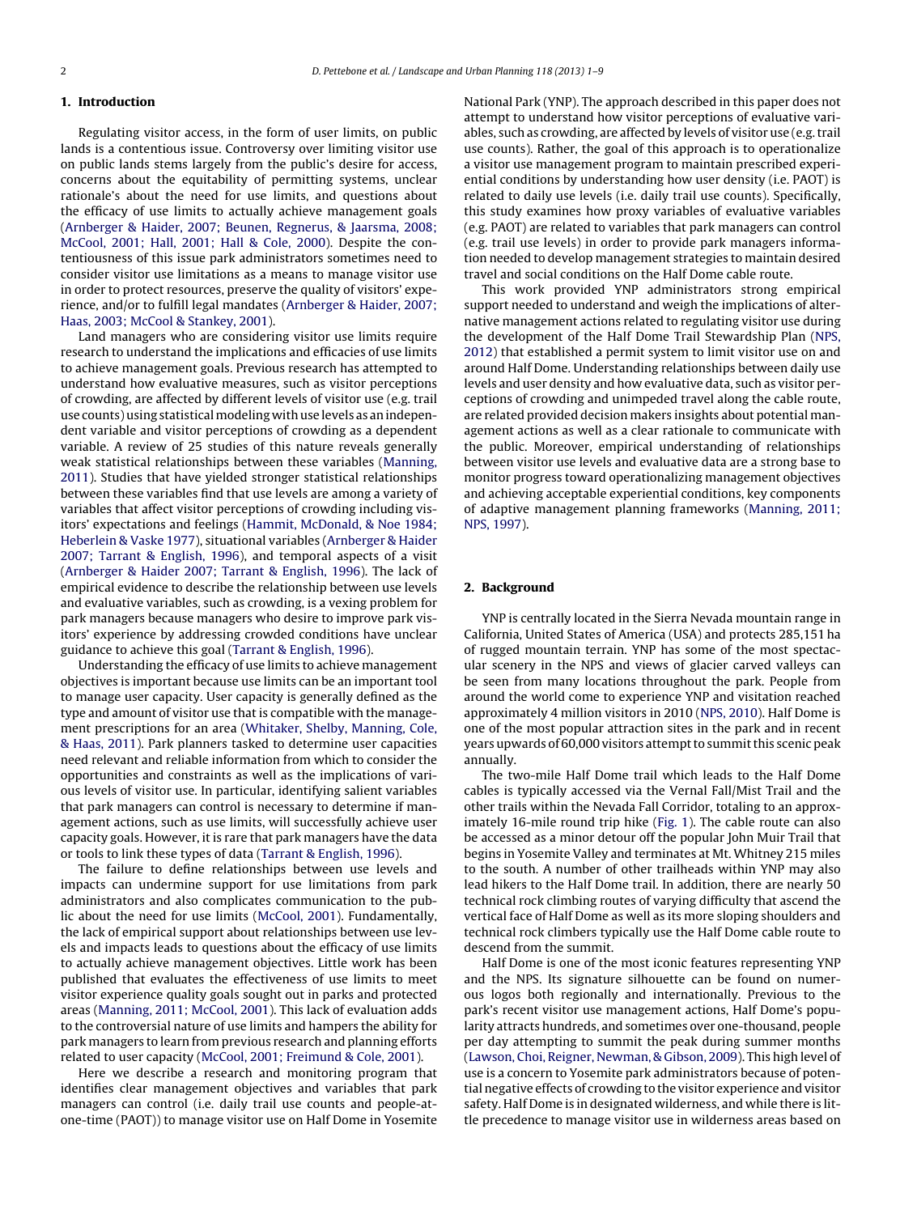## 1. Introduction

Regulating visitor access, in the form of user limits, on public lands is a contentious issue. Controversy over limiting visitor use on public lands stems largely from the public's desire for access, concerns about the equitability of permitting systems, unclear rationale's about the need for use limits, and questions about the efficacy of use limits to actually achieve management goals (Arnberger & Haider, 2007; Beunen, Regnerus, & Jaarsma, 2008; McCool, 2001; Hall, 2001; Hall & Cole, 2000). Despite the contentiousness of this issue park administrators sometimes need to consider visitor use limitations as a means to manage visitor use in order to protect resources, preserve the quality of visitors' experience, and/or to fulfill legal mandates (Arnberger & Haider, 2007; Haas, 2003; McCool & Stankey, 2001).

Land managers who are considering visitor use limits require research to understand the implications and efficacies of use limits to achieve management goals. Previous research has attempted to understand how evaluative measures, such as visitor perceptions of crowding, are affected by different levels of visitor use (e.g. trail use counts) using statistical modeling with use levels as an independent variable and visitor perceptions of crowding as a dependent variable. A review of 25 studies of this nature reveals generally weak statistical relationships between these variables (Manning, 2011). Studies that have yielded stronger statistical relationships between these variables find that use levels are among a variety of variables that affect visitor perceptions of crowding including visitors' expectations and feelings (Hammit, McDonald, & Noe 1984; Heberlein & Vaske 1977), situational variables (Arnberger & Haider 2007; Tarrant & English, 1996), and temporal aspects of a visit (Arnberger & Haider 2007; Tarrant & English, 1996). The lack of empirical evidence to describe the relationship between use levels and evaluative variables, such as crowding, is a vexing problem for park managers because managers who desire to improve park visitors' experience by addressing crowded conditions have unclear guidance to achieve this goal (Tarrant & English, 1996).

Understanding the efficacy of use limits to achieve management objectives is important because use limits can be an important tool to manage user capacity. User capacity is generally defined as the type and amount of visitor use that is compatible with the management prescriptions for an area (Whitaker, Shelby, Manning, Cole, & Haas, 2011). Park planners tasked to determine user capacities need relevant and reliable information from which to consider the opportunities and constraints as well as the implications of various levels of visitor use. In particular, identifying salient variables that park managers can control is necessary to determine if management actions, such as use limits, will successfully achieve user capacity goals. However, it is rare that park managers have the data or tools to link these types of data (Tarrant & English, 1996).

The failure to define relationships between use levels and impacts can undermine support for use limitations from park administrators and also complicates communication to the public about the need for use limits (McCool, 2001). Fundamentally, the lack of empirical support about relationships between use levels and impacts leads to questions about the efficacy of use limits to actually achieve management objectives. Little work has been published that evaluates the effectiveness of use limits to meet visitor experience quality goals sought out in parks and protected areas (Manning, 2011; McCool, 2001). This lack of evaluation adds to the controversial nature of use limits and hampers the ability for park managers to learn from previous research and planning efforts related to user capacity (McCool, 2001; Freimund & Cole, 2001).

Here we describe a research and monitoring program that identifies clear management objectives and variables that park managers can control (i.e. daily trail use counts and people-at-one-time (PAOT)) to manage visitor use on Half Dome in Yosemite National Park (YNP). The approach described in this paper does not attempt to understand how visitor perceptions of evaluative variables, such as crowding, are affected by levels of visitor use (e.g. trail use counts). Rather, the goal of this approach is to operationalize a visitor use management program to maintain prescribed experiential conditions by understanding how user density (i.e. PAOT) is related to daily use levels (i.e. daily trail use counts). Specifically, this study examines how proxy variables of evaluative variables (e.g. PAOT) are related to variables that park managers can control (e.g. trail use levels) in order to provide park managers information needed to develop management strategies to maintain desired travel and social conditions on the Half Dome cable route.

This work provided YNP administrators strong empirical support needed to understand and weigh the implications of alternative management actions related to regulating visitor use during the development of the Half Dome Trail Stewardship Plan (NPS, 2012) that established a permit system to limit visitor use on and around Half Dome. Understanding relationships between daily use levels and user density and how evaluative data, such as visitor perceptions of crowding and unimpeded travel along the cable route, are related provided decision makers insights about potential management actions as well as a clear rationale to communicate with the public. Moreover, empirical understanding of relationships between visitor use levels and evaluative data are a strong base to monitor progress toward operationalizing management objectives and achieving acceptable experiential conditions, key components of adaptive management planning frameworks (Manning, 2011; NPS, 1997).

## 2. Background

YNP is centrally located in the Sierra Nevada mountain range in California, United States of America (USA) and protects 285,151 ha of rugged mountain terrain. YNP has some of the most spectacular scenery in the NPS and views of glacier carved valleys can be seen from many locations throughout the park. People from around the world come to experience YNP and visitation reached approximately 4 million visitors in 2010 (NPS, 2010). Half Dome is one of the most popular attraction sites in the park and in recent years upwards of 60,000 visitors attempt to summit this scenic peak annually.

The two-mile Half Dome trail which leads to the Half Dome cables is typically accessed via the Vernal Fall/Mist Trail and the other trails within the Nevada Fall Corridor, totaling to an approximately 16-mile round trip hike (Fig. 1). The cable route can also be accessed as a minor detour off the popular John Muir Trail that begins in Yosemite Valley and terminates at Mt. Whitney 215 miles to the south. A number of other trailheads within YNP may also lead hikers to the Half Dome trail. In addition, there are nearly 50 technical rock climbing routes of varying difficulty that ascend the vertical face of Half Dome as well as its more sloping shoulders and technical rock climbers typically use the Half Dome cable route to descend from the summit.

Half Dome is one of the most iconic features representing YNP and the NPS. Its signature silhouette can be found on numerous logos both regionally and internationally. Previous to the park's recent visitor use management actions, Half Dome's popularity attracts hundreds, and sometimes over one-thousand, people per day attempting to summit the peak during summer months (Lawson, Choi, Reigner, Newman, & Gibson, 2009). This high level of use is a concern to Yosemite park administrators because of potential negative effects of crowding to the visitor experience and visitor safety. Half Dome is in designated wilderness, and while there is little precedence to manage visitor use in wilderness areas based on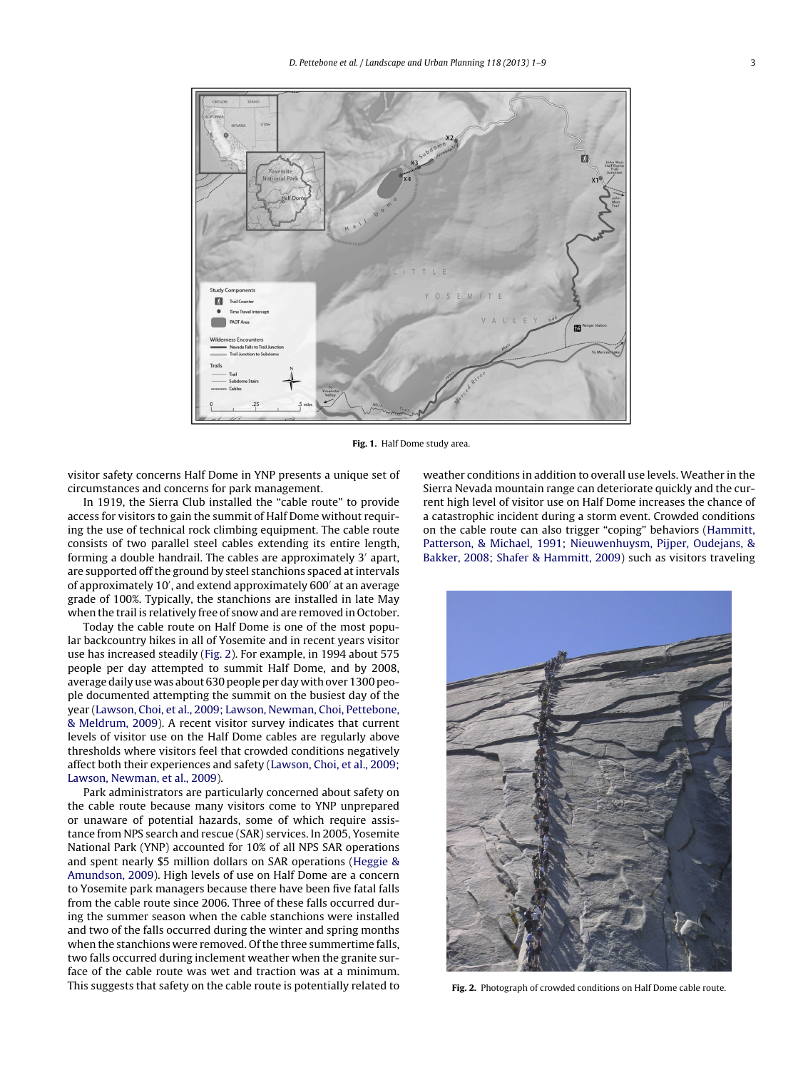Fig. 1. Half Dome study area.

visitor safety concerns Half Dome in YNP presents a unique set of circumstances and concerns for park management.

In 1919, the Sierra Club installed the "cable route" to provide access for visitors to gain the summit of Half Dome without requiring the use of technical rock climbing equipment. The cable route consists of two parallel steel cables extending its entire length, forming a double handrail. The cables are approximately 3′ apart, are supported off the ground by steel stanchions spaced at intervals of approximately 10′, and extend approximately 600′ at an average grade of 100%. Typically, the stanchions are installed in late May when the trail is relatively free of snow and are removed in October.

Today the cable route on Half Dome is one of the most popular backcountry hikes in all of Yosemite and in recent years visitor use has increased steadily (Fig. 2). For example, in 1994 about 575 people per day attempted to summit Half Dome, and by 2008, average daily use was about 630 people per day with over 1300 people documented attempting the summit on the busiest day of the year (Lawson, Choi, et al., 2009; Lawson, Newman, Choi, Pettebone, & Meldrum, 2009). A recent visitor survey indicates that current levels of visitor use on the Half Dome cables are regularly above thresholds where visitors feel that crowded conditions negatively affect both their experiences and safety (Lawson, Choi, et al., 2009; Lawson, Newman, et al., 2009).

Park administrators are particularly concerned about safety on the cable route because many visitors come to YNP unprepared or unaware of potential hazards, some of which require assistance from NPS search and rescue (SAR) services. In 2005, Yosemite National Park (YNP) accounted for 10% of all NPS SAR operations and spent nearly $5 million dollars on SAR operations (Heggie & Amundson, 2009). High levels of use on Half Dome are a concern to Yosemite park managers because there have been five fatal falls from the cable route since 2006. Three of these falls occurred during the summer season when the cable stanchions were installed and two of the falls occurred during the winter and spring months when the stanchions were removed. Of the three summertime falls, two falls occurred during inclement weather when the granite surface of the cable route was wet and traction was at a minimum. This suggests that safety on the cable route is potentially related to weather conditions in addition to overall use levels. Weather in the Sierra Nevada mountain range can deteriorate quickly and the current high level of visitor use on Half Dome increases the chance of a catastrophic incident during a storm event. Crowded conditions on the cable route can also trigger "coping" behaviors (Hammitt, Patterson, & Michael, 1991; Nieuwenhuysm, Pijper, Oudejans, & Bakker, 2008; Shafer & Hammitt, 2009) such as visitors traveling

Fig. 2. Photograph of crowded conditions on Half Dome cable route.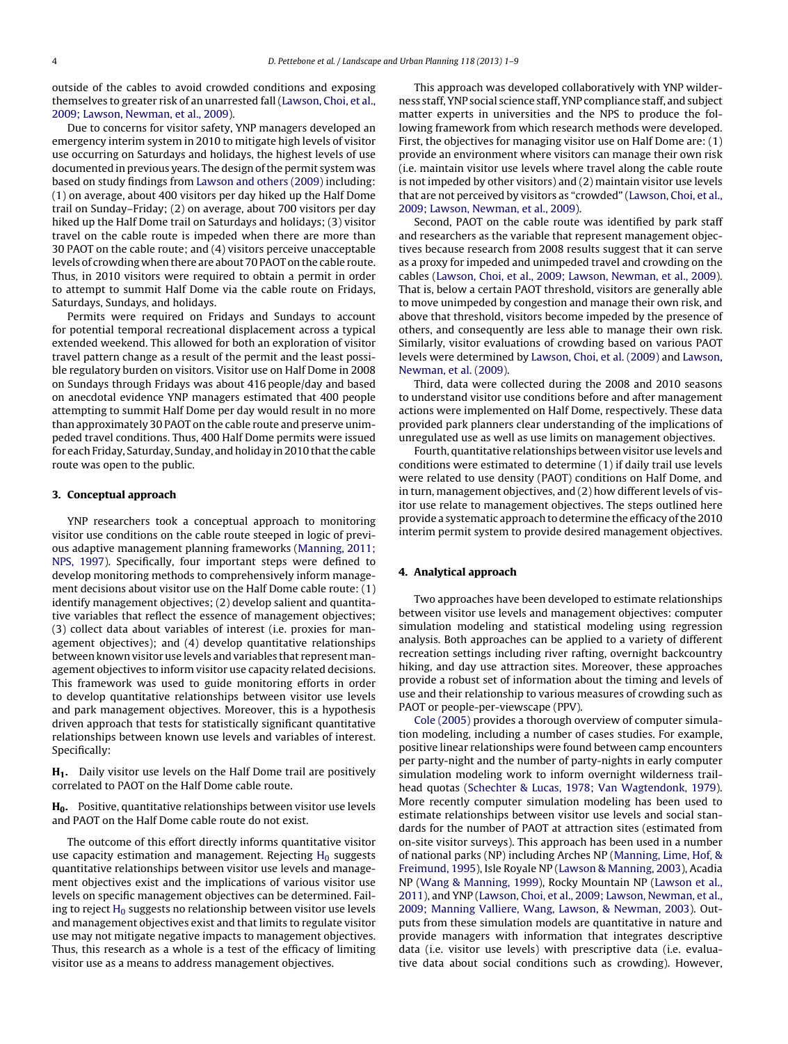outside of the cables to avoid crowded conditions and exposing themselves to greater risk of an unarrested fall (Lawson, Choi, et al., 2009; Lawson, Newman, et al., 2009).

Due to concerns for visitor safety, YNP managers developed an emergency interim system in 2010 to mitigate high levels of visitor use occurring on Saturdays and holidays, the highest levels of use documented in previous years. The design of the permit system was based on study findings from Lawson and others (2009) including: (1) on average, about 400 visitors per day hiked up the Half Dome trail on Sunday–Friday; (2) on average, about 700 visitors per day hiked up the Half Dome trail on Saturdays and holidays; (3) visitor travel on the cable route is impeded when there are more than 30 PAOT on the cable route; and (4) visitors perceive unacceptable levels of crowding when there are about 70 PAOT on the cable route. Thus, in 2010 visitors were required to obtain a permit in order to attempt to summit Half Dome via the cable route on Fridays, Saturdays, Sundays, and holidays.

Permits were required on Fridays and Sundays to account for potential temporal recreational displacement across a typical extended weekend. This allowed for both an exploration of visitor travel pattern change as a result of the permit and the least possible regulatory burden on visitors. Visitor use on Half Dome in 2008 on Sundays through Fridays was about 416 people/day and based on anecdotal evidence YNP managers estimated that 400 people attempting to summit Half Dome per day would result in no more than approximately 30 PAOT on the cable route and preserve unimpeded travel conditions. Thus, 400 Half Dome permits were issued for each Friday, Saturday, Sunday, and holiday in 2010 that the cable route was open to the public.

## 3. Conceptual approach

YNP researchers took a conceptual approach to monitoring visitor use conditions on the cable route steeped in logic of previous adaptive management planning frameworks (Manning, 2011; NPS, 1997). Specifically, four important steps were defined to develop monitoring methods to comprehensively inform management decisions about visitor use on the Half Dome cable route: (1) identify management objectives; (2) develop salient and quantitative variables that reflect the essence of management objectives; (3) collect data about variables of interest (i.e. proxies for management objectives); and (4) develop quantitative relationships between known visitor use levels and variables that represent management objectives to inform visitor use capacity related decisions. This framework was used to guide monitoring efforts in order to develop quantitative relationships between visitor use levels and park management objectives. Moreover, this is a hypothesis driven approach that tests for statistically significant quantitative relationships between known use levels and variables of interest. Specifically:

**$H_1$.** Daily visitor use levels on the Half Dome trail are positively correlated to PAOT on the Half Dome cable route.

**$H_0$.** Positive, quantitative relationships between visitor use levels and PAOT on the Half Dome cable route do not exist.

The outcome of this effort directly informs quantitative visitor use capacity estimation and management. Rejecting $H_0$ suggests quantitative relationships between visitor use levels and management objectives exist and the implications of various visitor use levels on specific management objectives can be determined. Failing to reject $H_0$ suggests no relationship between visitor use levels and management objectives exist and that limits to regulate visitor use may not mitigate negative impacts to management objectives. Thus, this research as a whole is a test of the efficacy of limiting visitor use as a means to address management objectives.

This approach was developed collaboratively with YNP wilderness staff, YNP social science staff, YNP compliance staff, and subject matter experts in universities and the NPS to produce the following framework from which research methods were developed. First, the objectives for managing visitor use on Half Dome are: (1) provide an environment where visitors can manage their own risk (i.e. maintain visitor use levels where travel along the cable route is not impeded by other visitors) and (2) maintain visitor use levels that are not perceived by visitors as "crowded" (Lawson, Choi, et al., 2009; Lawson, Newman, et al., 2009).

Second, PAOT on the cable route was identified by park staff and researchers as the variable that represent management objectives because research from 2008 results suggest that it can serve as a proxy for impeded and unimpeded travel and crowding on the cables (Lawson, Choi, et al., 2009; Lawson, Newman, et al., 2009). That is, below a certain PAOT threshold, visitors are generally able to move unimpeded by congestion and manage their own risk, and above that threshold, visitors become impeded by the presence of others, and consequently are less able to manage their own risk. Similarly, visitor evaluations of crowding based on various PAOT levels were determined by Lawson, Choi, et al. (2009) and Lawson, Newman, et al. (2009).

Third, data were collected during the 2008 and 2010 seasons to understand visitor use conditions before and after management actions were implemented on Half Dome, respectively. These data provided park planners clear understanding of the implications of unregulated use as well as use limits on management objectives.

Fourth, quantitative relationships between visitor use levels and conditions were estimated to determine (1) if daily trail use levels were related to use density (PAOT) conditions on Half Dome, and in turn, management objectives, and (2) how different levels of visitor use relate to management objectives. The steps outlined here provide a systematic approach to determine the efficacy of the 2010 interim permit system to provide desired management objectives.

## 4. Analytical approach

Two approaches have been developed to estimate relationships between visitor use levels and management objectives: computer simulation modeling and statistical modeling using regression analysis. Both approaches can be applied to a variety of different recreation settings including river rafting, overnight backcountry hiking, and day use attraction sites. Moreover, these approaches provide a robust set of information about the timing and levels of use and their relationship to various measures of crowding such as PAOT or people-per-viewscape (PPV).

Cole (2005) provides a thorough overview of computer simulation modeling, including a number of cases studies. For example, positive linear relationships were found between camp encounters per party-night and the number of party-nights in early computer simulation modeling work to inform overnight wilderness trailhead quotas (Schechter & Lucas, 1978; Van Wagtendonk, 1979). More recently computer simulation modeling has been used to estimate relationships between visitor use levels and social standards for the number of PAOT at attraction sites (estimated from on-site visitor surveys). This approach has been used in a number of national parks (NP) including Arches NP (Manning, Lime, Hof, & Freimund, 1995), Isle Royale NP (Lawson & Manning, 2003), Acadia NP (Wang & Manning, 1999), Rocky Mountain NP (Lawson et al., 2011), and YNP (Lawson, Choi, et al., 2009; Lawson, Newman, et al., 2009; Manning Valliere, Wang, Lawson, & Newman, 2003). Outputs from these simulation models are quantitative in nature and provide managers with information that integrates descriptive data (i.e. visitor use levels) with prescriptive data (i.e. evaluative data about social conditions such as crowding). However,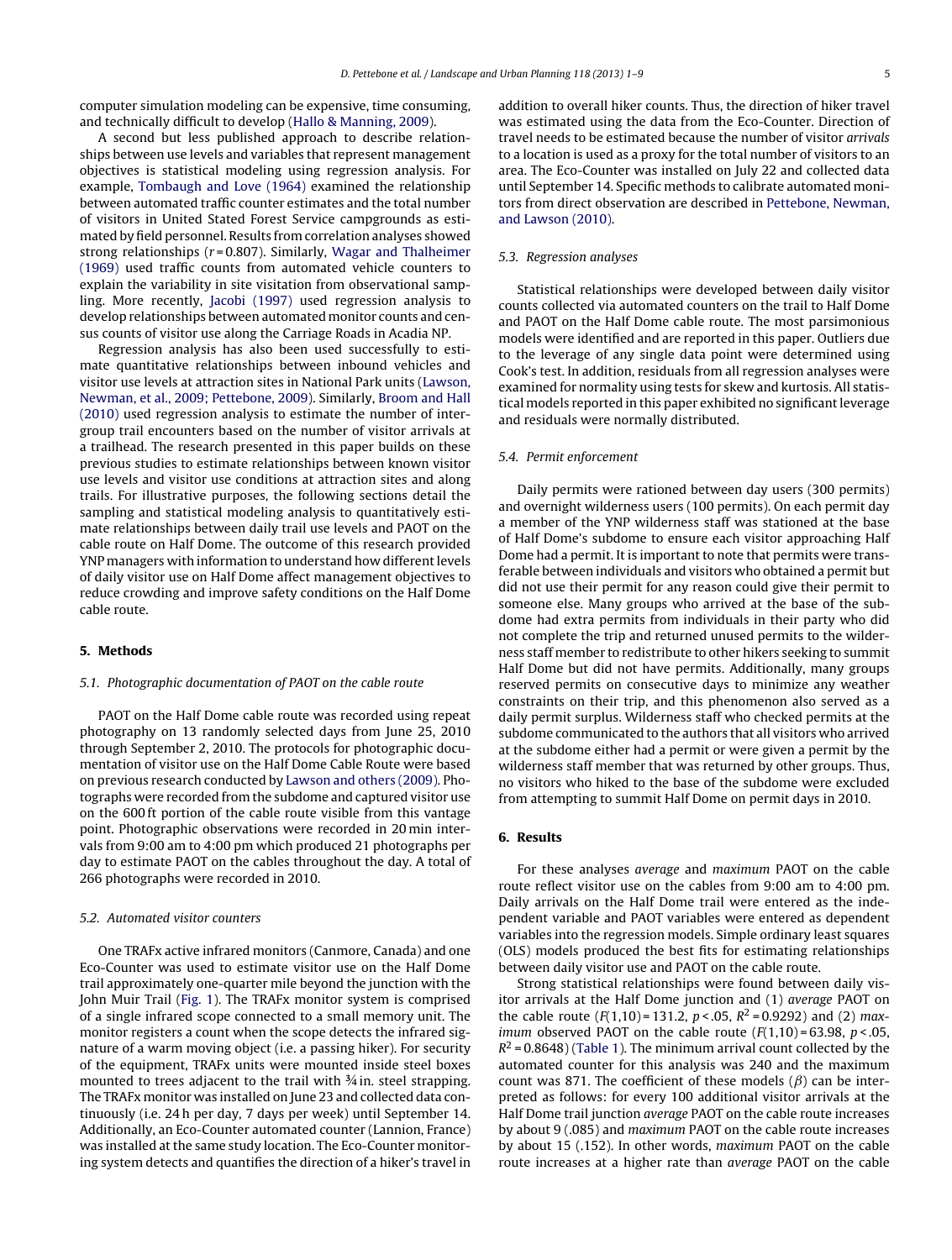computer simulation modeling can be expensive, time consuming, and technically difficult to develop (Hallo & Manning, 2009).

A second but less published approach to describe relationships between use levels and variables that represent management objectives is statistical modeling using regression analysis. For example, Tombaugh and Love (1964) examined the relationship between automated traffic counter estimates and the total number of visitors in United Stated Forest Service campgrounds as estimated by field personnel. Results from correlation analyses showed strong relationships ($r = 0.807$). Similarly, Wagar and Thalheimer (1969) used traffic counts from automated vehicle counters to explain the variability in site visitation from observational sampling. More recently, Jacobi (1997) used regression analysis to develop relationships between automated monitor counts and census counts of visitor use along the Carriage Roads in Acadia NP.

Regression analysis has also been used successfully to estimate quantitative relationships between inbound vehicles and visitor use levels at attraction sites in National Park units (Lawson, Newman, et al., 2009; Pettebone, 2009). Similarly, Broom and Hall (2010) used regression analysis to estimate the number of intergroup trail encounters based on the number of visitor arrivals at a trailhead. The research presented in this paper builds on these previous studies to estimate relationships between known visitor use levels and visitor use conditions at attraction sites and along trails. For illustrative purposes, the following sections detail the sampling and statistical modeling analysis to quantitatively estimate relationships between daily trail use levels and PAOT on the cable route on Half Dome. The outcome of this research provided YNP managers with information to understand how different levels of daily visitor use on Half Dome affect management objectives to reduce crowding and improve safety conditions on the Half Dome cable route.

## 5. Methods

### 5.1. Photographic documentation of PAOT on the cable route

PAOT on the Half Dome cable route was recorded using repeat photography on 13 randomly selected days from June 25, 2010 through September 2, 2010. The protocols for photographic documentation of visitor use on the Half Dome Cable Route were based on previous research conducted by Lawson and others (2009). Photographs were recorded from the subdome and captured visitor use on the 600 ft portion of the cable route visible from this vantage point. Photographic observations were recorded in 20 min intervals from 9:00 am to 4:00 pm which produced 21 photographs per day to estimate PAOT on the cables throughout the day. A total of 266 photographs were recorded in 2010.

### 5.2. Automated visitor counters

One TRAFx active infrared monitors (Canmore, Canada) and one Eco-Counter was used to estimate visitor use on the Half Dome trail approximately one-quarter mile beyond the junction with the John Muir Trail (Fig. 1). The TRAFx monitor system is comprised of a single infrared scope connected to a small memory unit. The monitor registers a count when the scope detects the infrared signature of a warm moving object (i.e. a passing hiker). For security of the equipment, TRAFx units were mounted inside steel boxes mounted to trees adjacent to the trail with ¾ in. steel strapping. The TRAFx monitor was installed on June 23 and collected data continuously (i.e. 24 h per day, 7 days per week) until September 14. Additionally, an Eco-Counter automated counter (Lannion, France) was installed at the same study location. The Eco-Counter monitoring system detects and quantifies the direction of a hiker's travel in addition to overall hiker counts. Thus, the direction of hiker travel was estimated using the data from the Eco-Counter. Direction of travel needs to be estimated because the number of visitor *arrivals* to a location is used as a proxy for the total number of visitors to an area. The Eco-Counter was installed on July 22 and collected data until September 14. Specific methods to calibrate automated monitors from direct observation are described in Pettebone, Newman, and Lawson (2010).

### 5.3. Regression analyses

Statistical relationships were developed between daily visitor counts collected via automated counters on the trail to Half Dome and PAOT on the Half Dome cable route. The most parsimonious models were identified and are reported in this paper. Outliers due to the leverage of any single data point were determined using Cook's test. In addition, residuals from all regression analyses were examined for normality using tests for skew and kurtosis. All statistical models reported in this paper exhibited no significant leverage and residuals were normally distributed.

### 5.4. Permit enforcement

Daily permits were rationed between day users (300 permits) and overnight wilderness users (100 permits). On each permit day a member of the YNP wilderness staff was stationed at the base of Half Dome's subdome to ensure each visitor approaching Half Dome had a permit. It is important to note that permits were transferable between individuals and visitors who obtained a permit but did not use their permit for any reason could give their permit to someone else. Many groups who arrived at the base of the subdome had extra permits from individuals in their party who did not complete the trip and returned unused permits to the wilderness staff member to redistribute to other hikers seeking to summit Half Dome but did not have permits. Additionally, many groups reserved permits on consecutive days to minimize any weather constraints on their trip, and this phenomenon also served as a daily permit surplus. Wilderness staff who checked permits at the subdome communicated to the authors that all visitors who arrived at the subdome either had a permit or were given a permit by the wilderness staff member that was returned by other groups. Thus, no visitors who hiked to the base of the subdome were excluded from attempting to summit Half Dome on permit days in 2010.

## 6. Results

For these analyses *average* and *maximum* PAOT on the cable route reflect visitor use on the cables from 9:00 am to 4:00 pm. Daily arrivals on the Half Dome trail were entered as the independent variable and PAOT variables were entered as dependent variables into the regression models. Simple ordinary least squares (OLS) models produced the best fits for estimating relationships between daily visitor use and PAOT on the cable route.

Strong statistical relationships were found between daily visitor arrivals at the Half Dome junction and (1) *average* PAOT on the cable route ($F(1,10) = 131.2$, $p < .05$, $R^2 = 0.9292$) and (2) *maximum* observed PAOT on the cable route ($F(1,10) = 63.98$, $p < .05$, $R^2 = 0.8648$) (Table 1). The minimum arrival count collected by the automated counter for this analysis was 240 and the maximum count was 871. The coefficient of these models ($\beta$) can be interpreted as follows: for every 100 additional visitor arrivals at the Half Dome trail junction *average* PAOT on the cable route increases by about 9 (.085) and *maximum* PAOT on the cable route increases by about 15 (.152). In other words, *maximum* PAOT on the cable route increases at a higher rate than *average* PAOT on the cable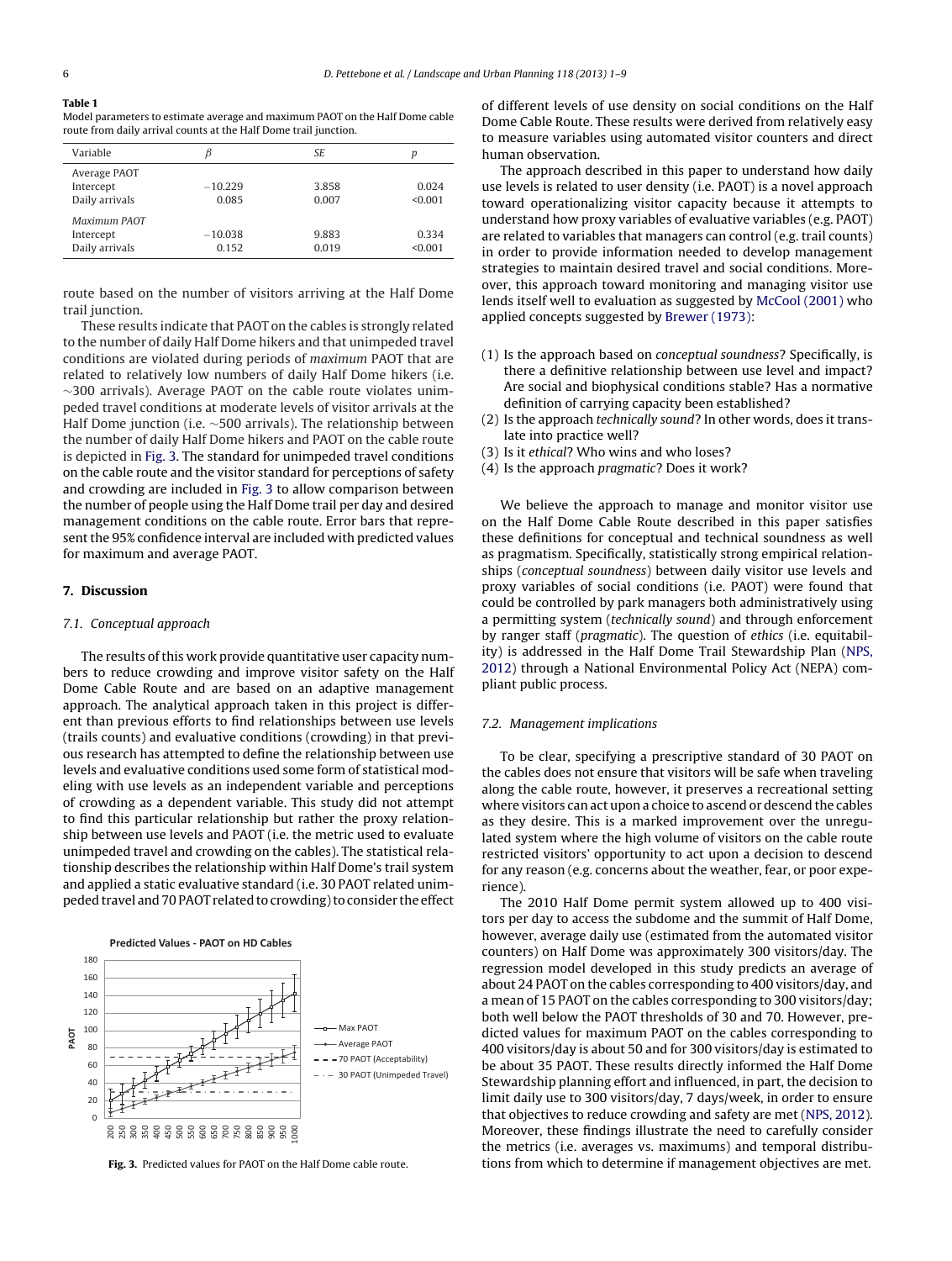**Table 1**
Model parameters to estimate average and maximum PAOT on the Half Dome cable route from daily arrival counts at the Half Dome trail junction.

| Variable | $\beta$ | SE | p |
|---|---|---|---|
| Average PAOT | | | |
| Intercept | −10.229 | 3.858 | 0.024 |
| Daily arrivals | 0.085 | 0.007 | <0.001 |
| *Maximum PAOT* | | | |
| Intercept | −10.038 | 9.883 | 0.334 |
| Daily arrivals | 0.152 | 0.019 | <0.001 |

route based on the number of visitors arriving at the Half Dome trail junction.

These results indicate that PAOT on the cables is strongly related to the number of daily Half Dome hikers and that unimpeded travel conditions are violated during periods of *maximum* PAOT that are related to relatively low numbers of daily Half Dome hikers (i.e. ~300 arrivals). Average PAOT on the cable route violates unimpeded travel conditions at moderate levels of visitor arrivals at the Half Dome junction (i.e. ~500 arrivals). The relationship between the number of daily Half Dome hikers and PAOT on the cable route is depicted in Fig. 3. The standard for unimpeded travel conditions on the cable route and the visitor standard for perceptions of safety and crowding are included in Fig. 3 to allow comparison between the number of people using the Half Dome trail per day and desired management conditions on the cable route. Error bars that represent the 95% confidence interval are included with predicted values for maximum and average PAOT.

## 7. Discussion

### 7.1. Conceptual approach

The results of this work provide quantitative user capacity numbers to reduce crowding and improve visitor safety on the Half Dome Cable Route and are based on an adaptive management approach. The analytical approach taken in this project is different than previous efforts to find relationships between use levels (trails counts) and evaluative conditions (crowding) in that previous research has attempted to define the relationship between use levels and evaluative conditions used some form of statistical modeling with use levels as an independent variable and perceptions of crowding as a dependent variable. This study did not attempt to find this particular relationship but rather the proxy relationship between use levels and PAOT (i.e. the metric used to evaluate unimpeded travel and crowding on the cables). The statistical relationship describes the relationship within Half Dome's trail system and applied a static evaluative standard (i.e. 30 PAOT related unimpeded travel and 70 PAOT related to crowding) to consider the effect

Fig. 3. Predicted values for PAOT on the Half Dome cable route.

of different levels of use density on social conditions on the Half Dome Cable Route. These results were derived from relatively easy to measure variables using automated visitor counters and direct human observation.

The approach described in this paper to understand how daily use levels is related to user density (i.e. PAOT) is a novel approach toward operationalizing visitor capacity because it attempts to understand how proxy variables of evaluative variables (e.g. PAOT) are related to variables that managers can control (e.g. trail counts) in order to provide information needed to develop management strategies to maintain desired travel and social conditions. Moreover, this approach toward monitoring and managing visitor use lends itself well to evaluation as suggested by McCool (2001) who applied concepts suggested by Brewer (1973):

(1) Is the approach based on *conceptual soundness*? Specifically, is there a definitive relationship between use level and impact? Are social and biophysical conditions stable? Has a normative definition of carrying capacity been established?
(2) Is the approach *technically sound*? In other words, does it translate into practice well?
(3) Is it *ethical*? Who wins and who loses?
(4) Is the approach *pragmatic*? Does it work?

We believe the approach to manage and monitor visitor use on the Half Dome Cable Route described in this paper satisfies these definitions for conceptual and technical soundness as well as pragmatism. Specifically, statistically strong empirical relationships (*conceptual soundness*) between daily visitor use levels and proxy variables of social conditions (i.e. PAOT) were found that could be controlled by park managers both administratively using a permitting system (*technically sound*) and through enforcement by ranger staff (*pragmatic*). The question of *ethics* (i.e. equitability) is addressed in the Half Dome Trail Stewardship Plan (NPS, 2012) through a National Environmental Policy Act (NEPA) compliant public process.

### 7.2. Management implications

To be clear, specifying a prescriptive standard of 30 PAOT on the cables does not ensure that visitors will be safe when traveling along the cable route, however, it preserves a recreational setting where visitors can act upon a choice to ascend or descend the cables as they desire. This is a marked improvement over the unregulated system where the high volume of visitors on the cable route restricted visitors' opportunity to act upon a decision to descend for any reason (e.g. concerns about the weather, fear, or poor experience).

The 2010 Half Dome permit system allowed up to 400 visitors per day to access the subdome and the summit of Half Dome, however, average daily use (estimated from the automated visitor counters) on Half Dome was approximately 300 visitors/day. The regression model developed in this study predicts an average of about 24 PAOT on the cables corresponding to 400 visitors/day, and a mean of 15 PAOT on the cables corresponding to 300 visitors/day; both well below the PAOT thresholds of 30 and 70. However, predicted values for maximum PAOT on the cables corresponding to 400 visitors/day is about 50 and for 300 visitors/day is estimated to be about 35 PAOT. These results directly informed the Half Dome Stewardship planning effort and influenced, in part, the decision to limit daily use to 300 visitors/day, 7 days/week, in order to ensure that objectives to reduce crowding and safety are met (NPS, 2012). Moreover, these findings illustrate the need to carefully consider the metrics (i.e. averages vs. maximums) and temporal distributions from which to determine if management objectives are met.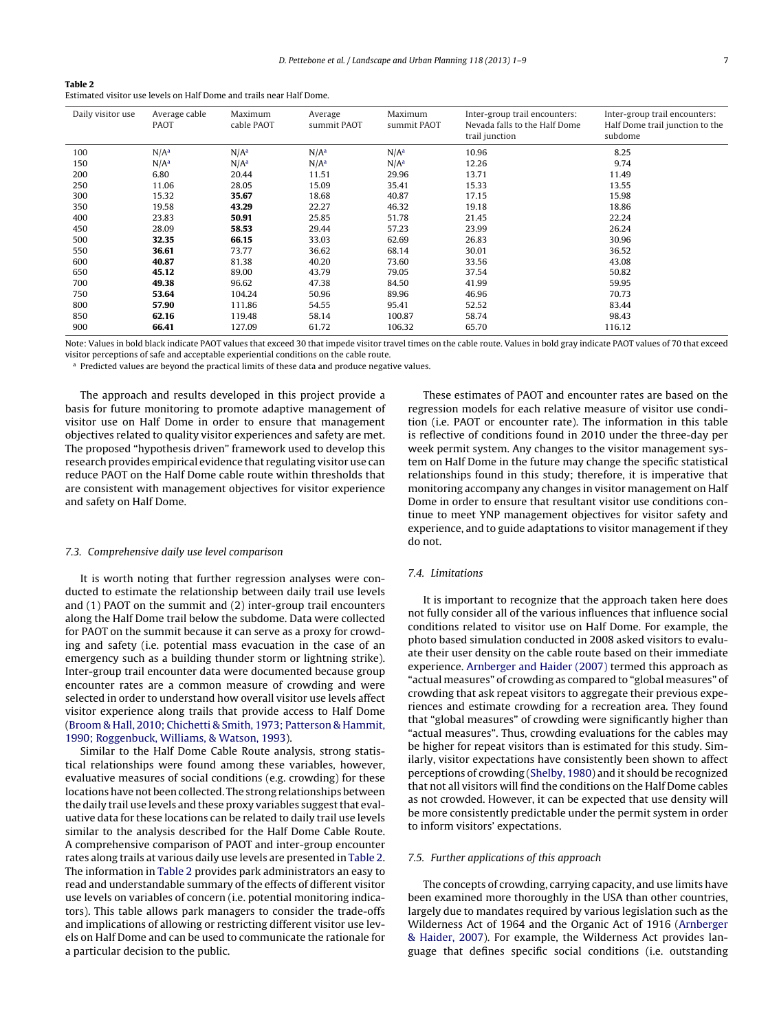**Table 2**
Estimated visitor use levels on Half Dome and trails near Half Dome.

| Daily visitor use | Average cable PAOT | Maximum cable PAOT | Average summit PAOT | Maximum summit PAOT | Inter-group trail encounters: Nevada falls to the Half Dome trail junction | Inter-group trail encounters: Half Dome trail junction to the subdome |
|---|---|---|---|---|---|---|
| 100 | N/A[a] | N/A[a] | N/A[a] | N/A[a] | 10.96 | 8.25 |
| 150 | N/A[a] | N/A[a] | N/A[a] | N/A[a] | 12.26 | 9.74 |
| 200 | 6.80 | 20.44 | 11.51 | 29.96 | 13.71 | 11.49 |
| 250 | 11.06 | 28.05 | 15.09 | 35.41 | 15.33 | 13.55 |
| 300 | 15.32 | **35.67** | 18.68 | 40.87 | 17.15 | 15.98 |
| 350 | 19.58 | **43.29** | 22.27 | 46.32 | 19.18 | 18.86 |
| 400 | 23.83 | **50.91** | 25.85 | 51.78 | 21.45 | 22.24 |
| 450 | 28.09 | **58.53** | 29.44 | 57.23 | 23.99 | 26.24 |
| 500 | **32.35** | **66.15** | 33.03 | 62.69 | 26.83 | 30.96 |
| 550 | **36.61** | 73.77 | 36.62 | 68.14 | 30.01 | 36.52 |
| 600 | **40.87** | 81.38 | 40.20 | 73.60 | 33.56 | 43.08 |
| 650 | **45.12** | 89.00 | 43.79 | 79.05 | 37.54 | 50.82 |
| 700 | **49.38** | 96.62 | 47.38 | 84.50 | 41.99 | 59.95 |
| 750 | **53.64** | 104.24 | 50.96 | 89.96 | 46.96 | 70.73 |
| 800 | **57.90** | 111.86 | 54.55 | 95.41 | 52.52 | 83.44 |
| 850 | **62.16** | 119.48 | 58.14 | 100.87 | 58.74 | 98.43 |
| 900 | **66.41** | 127.09 | 61.72 | 106.32 | 65.70 | 116.12 |

Note: Values in bold black indicate PAOT values that exceed 30 that impede visitor travel times on the cable route. Values in bold gray indicate PAOT values of 70 that exceed visitor perceptions of safe and acceptable experiential conditions on the cable route.

[a] Predicted values are beyond the practical limits of these data and produce negative values.

The approach and results developed in this project provide a basis for future monitoring to promote adaptive management of visitor use on Half Dome in order to ensure that management objectives related to quality visitor experiences and safety are met. The proposed "hypothesis driven" framework used to develop this research provides empirical evidence that regulating visitor use can reduce PAOT on the Half Dome cable route within thresholds that are consistent with management objectives for visitor experience and safety on Half Dome.

### 7.3. Comprehensive daily use level comparison

It is worth noting that further regression analyses were conducted to estimate the relationship between daily trail use levels and (1) PAOT on the summit and (2) inter-group trail encounters along the Half Dome trail below the subdome. Data were collected for PAOT on the summit because it can serve as a proxy for crowding and safety (i.e. potential mass evacuation in the case of an emergency such as a building thunder storm or lightning strike). Inter-group trail encounter data were documented because group encounter rates are a common measure of crowding and were selected in order to understand how overall visitor use levels affect visitor experience along trails that provide access to Half Dome (Broom & Hall, 2010; Chichetti & Smith, 1973; Patterson & Hammit, 1990; Roggenbuck, Williams, & Watson, 1993).

Similar to the Half Dome Cable Route analysis, strong statistical relationships were found among these variables, however, evaluative measures of social conditions (e.g. crowding) for these locations have not been collected. The strong relationships between the daily trail use levels and these proxy variables suggest that evaluative data for these locations can be related to daily trail use levels similar to the analysis described for the Half Dome Cable Route. A comprehensive comparison of PAOT and inter-group encounter rates along trails at various daily use levels are presented in Table 2. The information in Table 2 provides park administrators an easy to read and understandable summary of the effects of different visitor use levels on variables of concern (i.e. potential monitoring indicators). This table allows park managers to consider the trade-offs and implications of allowing or restricting different visitor use levels on Half Dome and can be used to communicate the rationale for a particular decision to the public.

These estimates of PAOT and encounter rates are based on the regression models for each relative measure of visitor use condition (i.e. PAOT or encounter rate). The information in this table is reflective of conditions found in 2010 under the three-day per week permit system. Any changes to the visitor management system on Half Dome in the future may change the specific statistical relationships found in this study; therefore, it is imperative that monitoring accompany any changes in visitor management on Half Dome in order to ensure that resultant visitor use conditions continue to meet YNP management objectives for visitor safety and experience, and to guide adaptations to visitor management if they do not.

### 7.4. Limitations

It is important to recognize that the approach taken here does not fully consider all of the various influences that influence social conditions related to visitor use on Half Dome. For example, the photo based simulation conducted in 2008 asked visitors to evaluate their user density on the cable route based on their immediate experience. Arnberger and Haider (2007) termed this approach as "actual measures" of crowding as compared to "global measures" of crowding that ask repeat visitors to aggregate their previous experiences and estimate crowding for a recreation area. They found that "global measures" of crowding were significantly higher than "actual measures". Thus, crowding evaluations for the cables may be higher for repeat visitors than is estimated for this study. Similarly, visitor expectations have consistently been shown to affect perceptions of crowding (Shelby, 1980) and it should be recognized that not all visitors will find the conditions on the Half Dome cables as not crowded. However, it can be expected that use density will be more consistently predictable under the permit system in order to inform visitors' expectations.

### 7.5. Further applications of this approach

The concepts of crowding, carrying capacity, and use limits have been examined more thoroughly in the USA than other countries, largely due to mandates required by various legislation such as the Wilderness Act of 1964 and the Organic Act of 1916 (Arnberger & Haider, 2007). For example, the Wilderness Act provides language that defines specific social conditions (i.e. outstanding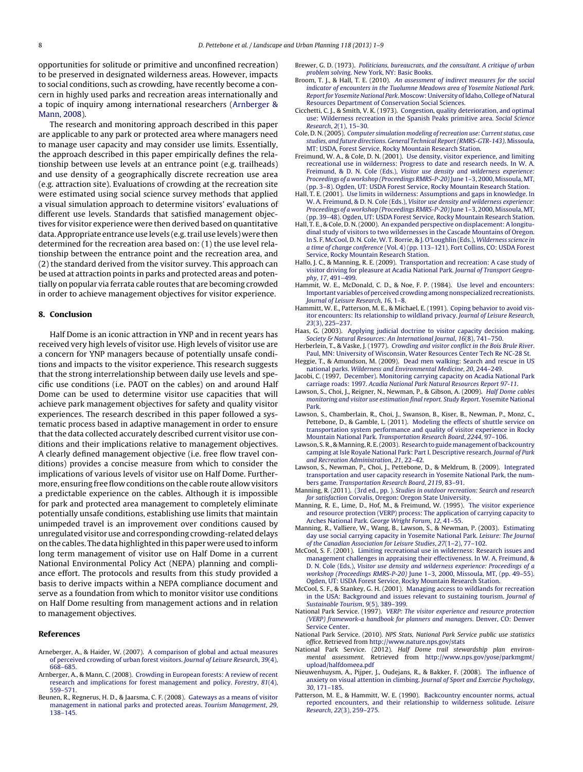opportunities for solitude or primitive and unconfined recreation) to be preserved in designated wilderness areas. However, impacts to social conditions, such as crowding, have recently become a concern in highly used parks and recreation areas internationally and a topic of inquiry among international researchers (Arnberger & Mann, 2008).

The research and monitoring approach described in this paper are applicable to any park or protected area where managers need to manage user capacity and may consider use limits. Essentially, the approach described in this paper empirically defines the relationship between use levels at an entrance point (e.g. trailheads) and use density of a geographically discrete recreation use area (e.g. attraction site). Evaluations of crowding at the recreation site were estimated using social science survey methods that applied a visual simulation approach to determine visitors' evaluations of different use levels. Standards that satisfied management objectives for visitor experience were then derived based on quantitative data. Appropriate entrance use levels (e.g. trail use levels) were then determined for the recreation area based on: (1) the use level relationship between the entrance point and the recreation area, and (2) the standard derived from the visitor survey. This approach can be used at attraction points in parks and protected areas and potentially on popular via ferrata cable routes that are becoming crowded in order to achieve management objectives for visitor experience.

## 8. Conclusion

Half Dome is an iconic attraction in YNP and in recent years has received very high levels of visitor use. High levels of visitor use are a concern for YNP managers because of potentially unsafe conditions and impacts to the visitor experience. This research suggests that the strong interrelationship between daily use levels and specific use conditions (i.e. PAOT on the cables) on and around Half Dome can be used to determine visitor use capacities that will achieve park management objectives for safety and quality visitor experiences. The research described in this paper followed a systematic process based in adaptive management in order to ensure that the data collected accurately described current visitor use conditions and their implications relative to management objectives. A clearly defined management objective (i.e. free flow travel conditions) provides a concise measure from which to consider the implications of various levels of visitor use on Half Dome. Furthermore, ensuring free flow conditions on the cable route allow visitors a predictable experience on the cables. Although it is impossible for park and protected area management to completely eliminate potentially unsafe conditions, establishing use limits that maintain unimpeded travel is an improvement over conditions caused by unregulated visitor use and corresponding crowding-related delays on the cables. The data highlighted in this paper were used to inform long term management of visitor use on Half Dome in a current National Environmental Policy Act (NEPA) planning and compliance effort. The protocols and results from this study provided a basis to derive impacts within a NEPA compliance document and serve as a foundation from which to monitor visitor use conditions on Half Dome resulting from management actions and in relation to management objectives.

## References

Arneberger, A., & Haider, W. (2007). A comparison of global and actual measures of perceived crowding of urban forest visitors. *Journal of Leisure Research*, *39*(4), 668–685.

Arnberger, A., & Mann, C. (2008). Crowding in European forests: A review of recent research and implications for forest management and policy. *Forestry*, *81*(4), 559–571.

Beunen, R., Regnerus, H. D., & Jaarsma, C. F. (2008). Gateways as a means of visitor management in national parks and protected areas. *Tourism Management*, *29*, 138–145.

Brewer, G. D. (1973). *Politicians, bureaucrats, and the consultant. A critique of urban problem solving*. New York, NY: Basic Books.

Broom, T. J., & Hall, T. E. (2010). *An assessment of indirect measures for the social indicator of encounters in the Tuolumne Meadows area of Yosemite National Park. Report for Yosemite National Park*. Moscow: University of Idaho, College of Natural Resources Department of Conservation Social Sciences.

Cicchetti, C. J., & Smith, V. K. (1973). Congestion, quality deterioration, and optimal use: Wilderness recreation in the Spanish Peaks primitive area. *Social Science Research*, *2*(1), 15–30.

Cole, D. N. (2005). *Computer simulation modeling of recreation use: Current status, case studies, and future directions. General Technical Report (RMRS-GTR-143)*. Missoula, MT: USDA, Forest Service, Rocky Mountain Research Station.

Freimund, W. A., & Cole, D. N. (2001). Use density, visitor experience, and limiting recreational use in wilderness: Progress to date and research needs. In W. A. Freimund, & D. N. Cole (Eds.), *Visitor use density and wilderness experience: Proceedings of a workshop (Proceedings RMRS-P-20)* June 1–3, 2000, Missoula, MT, (pp. 3–8). Ogden, UT: USDA Forest Service, Rocky Mountain Research Station.

Hall, T. E. (2001). Use limits in wilderness: Assumptions and gaps in knowledge. In W. A. Freimund, & D. N. Cole (Eds.), *Visitor use density and wilderness experience: Proceedings of a workshop (Proceedings RMRS-P-20)* June 1–3, 2000, Missoula, MT, (pp. 39–48). Ogden, UT: USDA Forest Service, Rocky Mountain Research Station.

Hall, T. E., & Cole, D. N. (2000). An expanded perspective on displacement: A longitudinal study of visitors to two wildernesses in the Cascade Mountains of Oregon. In S. F. McCool, D. N. Cole, W. T. Borrie, & J. O'Loughlin (Eds.), *Wilderness science in a time of change conference* (Vol. 4) (pp. 113–121). Fort Collins, CO: USDA Forest Service, Rocky Mountain Research Station.

Hallo, J. C., & Manning, R. E. (2009). Transportation and recreation: A case study of visitor driving for pleasure at Acadia National Park. *Journal of Transport Geography*, *17*, 491–499.

Hammit, W. E., McDonald, C. D., & Noe, F. P. (1984). Use level and encounters: Important variables of perceived crowding among nonspecialized recreationists. *Journal of Leisure Research*, *16*, 1–8.

Hammitt, W. E., Patterson, M. E., & Michael, E. (1991). Coping behavior to avoid visitor encounters: Its relationship to wildland privacy. *Journal of Leisure Research*, *23*(3), 225–237.

Haas, G. (2003). Applying judicial doctrine to visitor capacity decision making. *Society & Natural Resources: An International Journal*, *16*(8), 741–750.

Herberlein, T., & Vaske, J. (1977). *Crowding and visitor conflict in the Bois Brule River*. Paul, MN: University of Wisconsin, Water Resources Center Tech Re NC-28 St.

Heggie, T., & Amundson, M. (2009). Dead men walking: Search and rescue in US national parks. *Wilderness and Environmental Medicine*, *20*, 244–249.

Jacobi, C. (1997, December). Monitoring carrying capacity on Acadia National Park carriage roads: 1997. *Acadia National Park Natural Resources Report 97-11*.

Lawson, S., Choi, J., Reigner, N., Newman, P., & Gibson, A. (2009). *Half Dome cables monitoring and visitor use estimation final report. Study Report*. Yosemite National Park.

Lawson, S., Chamberlain, R., Choi, J., Swanson, B., Kiser, B., Newman, P., Monz, C., Pettebone, D., & Gamble, L. (2011). Modeling the effects of shuttle service on transportation system performance and quality of visitor experience in Rocky Mountain National Park. *Transportation Research Board*, *2244*, 97–106.

Lawson, S. R., & Manning, R. E. (2003). Research to guide management of backcountry camping at Isle Royale National Park: Part I. Descriptive research. *Journal of Park and Recreation Administration*, *21*, 22–42.

Lawson, S., Newman, P., Choi, J., Pettebone, D., & Meldrum, B. (2009). Integrated transportation and user capacity research in Yosemite National Park, the numbers game. *Transportation Research Board*, *2119*, 83–91.

Manning, R. (2011). (3rd ed., pp. ). *Studies in outdoor recreation: Search and research for satisfaction* Corvalis, Oregon: Oregon State University.

Manning, R. E., Lime, D., Hof, M., & Freimund, W. (1995). The visitor experience and resource protection (VERP) process: The application of carrying capacity to Arches National Park. *George Wright Forum*, *12*, 41–55.

Manning, R., Valliere, W., Wang, B., Lawson, S., & Newman, P. (2003). Estimating day use social carrying capacity in Yosemite National Park. *Leisure: The Journal of the Canadian Association for Leisure Studies*, *27*(1–2), 77–102.

McCool, S. F. (2001). Limiting recreational use in wilderness: Research issues and management challenges in appraising their effectiveness. In W. A. Freimund, & D. N. Cole (Eds.), *Visitor use density and wilderness experience: Proceedings of a workshop (Proceedings RMRS-P-20)* June 1–3, 2000, Missoula, MT, (pp. 49–55). Ogden, UT: USDA Forest Service, Rocky Mountain Research Station.

McCool, S. F., & Stankey, G. H. (2001). Managing access to wildlands for recreation in the USA: Background and issues relevant to sustaining tourism. *Journal of Sustainable Tourism*, *9*(5), 389–399.

National Park Service. (1997). *VERP: The visitor experience and resource protection (VERP) framework-a handbook for planners and managers*. Denver, CO: Denver Service Center.

National Park Service. (2010). *NPS Stats, National Park Service public use statistics office*. Retrieved from http://www.nature.nps.gov/stats

National Park Service. (2012). *Half Dome trail stewardship plan environmental assessment*. Retrieved from http://www.nps.gov/yose/parkmgmt/upload/halfdomeea.pdf

Nieuwenhuysm, A., Pijper, J., Oudejans, R., & Bakker, F. (2008). The influence of anxiety on visual attention in climbing. *Journal of Sport and Exercise Psychology*, *30*, 171–185.

Patterson, M. E., & Hammitt, W. E. (1990). Backcountry encounter norms, actual reported encounters, and their relationship to wilderness solitude. *Leisure Research*, *22*(3), 259–275.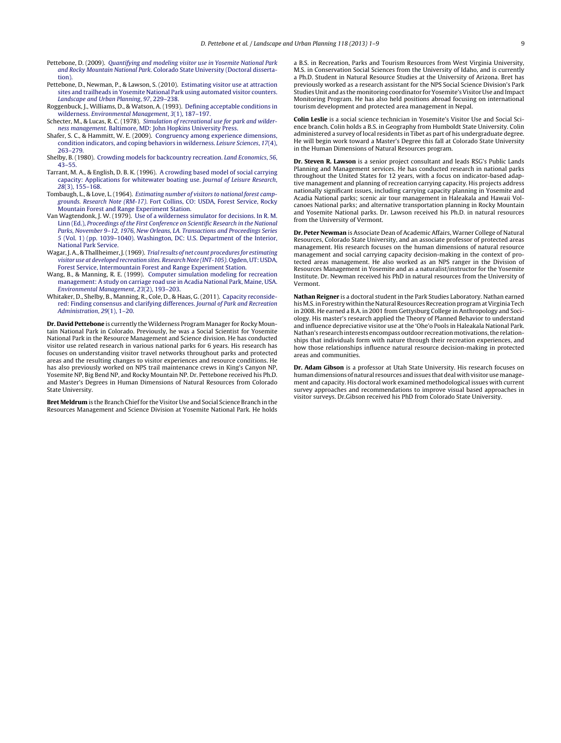Pettebone, D. (2009). *Quantifying and modeling visitor use in Yosemite National Park and Rocky Mountain National Park*. Colorado State University (Doctoral dissertation).

Pettebone, D., Newman, P., & Lawson, S. (2010). Estimating visitor use at attraction sites and trailheads in Yosemite National Park using automated visitor counters. *Landscape and Urban Planning*, *97*, 229–238.

Roggenbuck, J., Williams, D., & Watson, A. (1993). Defining acceptable conditions in wilderness. *Environmental Management*, *3*(1), 187–197.

Schecter, M., & Lucas, R. C. (1978). *Simulation of recreational use for park and wilderness management*. Baltimore, MD: John Hopkins University Press.

Shafer, S. C., & Hammitt, W. E. (2009). Congruency among experience dimensions, condition indicators, and coping behaviors in wilderness. *Leisure Sciences*, *17*(4), 263–279.

Shelby, B. (1980). Crowding models for backcountry recreation. *Land Economics*, *56*, 43–55.

Tarrant, M. A., & English, D. B. K. (1996). A crowding based model of social carrying capacity: Applications for whitewater boating use. *Journal of Leisure Research*, *28*(3), 155–168.

Tombaugh, L., & Love, L. (1964). *Estimating number of visitors to national forest campgrounds. Research Note (RM-17)*. Fort Collins, CO: USDA, Forest Service, Rocky Mountain Forest and Range Experiment Station.

Van Wagtendonk, J. W. (1979). Use of a wilderness simulator for decisions. In R. M. Linn (Ed.), *Proceedings of the First Conference on Scientific Research in the National Parks, November 9–12, 1976, New Orleans, LA. Transactions and Proceedings Series 5* (Vol. 1) (pp. 1039–1040). Washington, DC: U.S. Department of the Interior, National Park Service.

Wagar, J. A., & Thallheimer, J. (1969). *Trial results of net count procedures for estimating visitor use at developed recreation sites. Research Note (INT-105)*. Ogden, UT: USDA, Forest Service, Intermountain Forest and Range Experiment Station.

Wang, B., & Manning, R. E. (1999). Computer simulation modeling for recreation management: A study on carriage road use in Acadia National Park, Maine, USA. *Environmental Management*, *23*(2), 193–203.

Whitaker, D., Shelby, B., Manning, R., Cole, D., & Haas, G. (2011). Capacity reconsidered: Finding consensus and clarifying differences. *Journal of Park and Recreation Administration*, *29*(1), 1–20.

**Dr. David Pettebone** is currently the Wilderness Program Manager for Rocky Mountain National Park in Colorado. Previously, he was a Social Scientist for Yosemite National Park in the Resource Management and Science division. He has conducted visitor use related research in various national parks for 6 years. His research has focuses on understanding visitor travel networks throughout parks and protected areas and the resulting changes to visitor experiences and resource conditions. He has also previously worked on NPS trail maintenance crews in King's Canyon NP, Yosemite NP, Big Bend NP, and Rocky Mountain NP. Dr. Pettebone received his Ph.D. and Master's Degrees in Human Dimensions of Natural Resources from Colorado State University.

**Bret Meldrum** is the Branch Chief for the Visitor Use and Social Science Branch in the Resources Management and Science Division at Yosemite National Park. He holds a B.S. in Recreation, Parks and Tourism Resources from West Virginia University, M.S. in Conservation Social Sciences from the University of Idaho, and is currently a Ph.D. Student in Natural Resource Studies at the University of Arizona. Bret has previously worked as a research assistant for the NPS Social Science Division's Park Studies Unit and as the monitoring coordinator for Yosemite's Visitor Use and Impact Monitoring Program. He has also held positions abroad focusing on international tourism development and protected area management in Nepal.

**Colin Leslie** is a social science technician in Yosemite's Visitor Use and Social Science branch. Colin holds a B.S. in Geography from Humboldt State University. Colin administered a survey of local residents in Tibet as part of his undergraduate degree. He will begin work toward a Master's Degree this fall at Colorado State University in the Human Dimensions of Natural Resources program.

**Dr. Steven R. Lawson** is a senior project consultant and leads RSG's Public Lands Planning and Management services. He has conducted research in national parks throughout the United States for 12 years, with a focus on indicator-based adaptive management and planning of recreation carrying capacity. His projects address nationally significant issues, including carrying capacity planning in Yosemite and Acadia National parks; scenic air tour management in Haleakala and Hawaii Volcanoes National parks; and alternative transportation planning in Rocky Mountain and Yosemite National parks. Dr. Lawson received his Ph.D. in natural resources from the University of Vermont.

**Dr. Peter Newman** is Associate Dean of Academic Affairs, Warner College of Natural Resources, Colorado State University, and an associate professor of protected areas management. His research focuses on the human dimensions of natural resource management and social carrying capacity decision-making in the context of protected areas management. He also worked as an NPS ranger in the Division of Resources Management in Yosemite and as a naturalist/instructor for the Yosemite Institute. Dr. Newman received his PhD in natural resources from the University of Vermont.

**Nathan Reigner** is a doctoral student in the Park Studies Laboratory. Nathan earned his M.S. in Forestry within the Natural Resources Recreation program at Virginia Tech in 2008. He earned a B.A. in 2001 from Gettysburg College in Anthropology and Sociology. His master's research applied the Theory of Planned Behavior to understand and influence depreciative visitor use at the 'Ohe'o Pools in Haleakala National Park. Nathan's research interests encompass outdoor recreation motivations, the relationships that individuals form with nature through their recreation experiences, and how those relationships influence natural resource decision-making in protected areas and communities.

**Dr. Adam Gibson** is a professor at Utah State University. His research focuses on human dimensions of natural resources and issues that deal with visitor use management and capacity. His doctoral work examined methodological issues with current survey approaches and recommendations to improve visual based approaches in visitor surveys. Dr.Gibson received his PhD from Colorado State University.